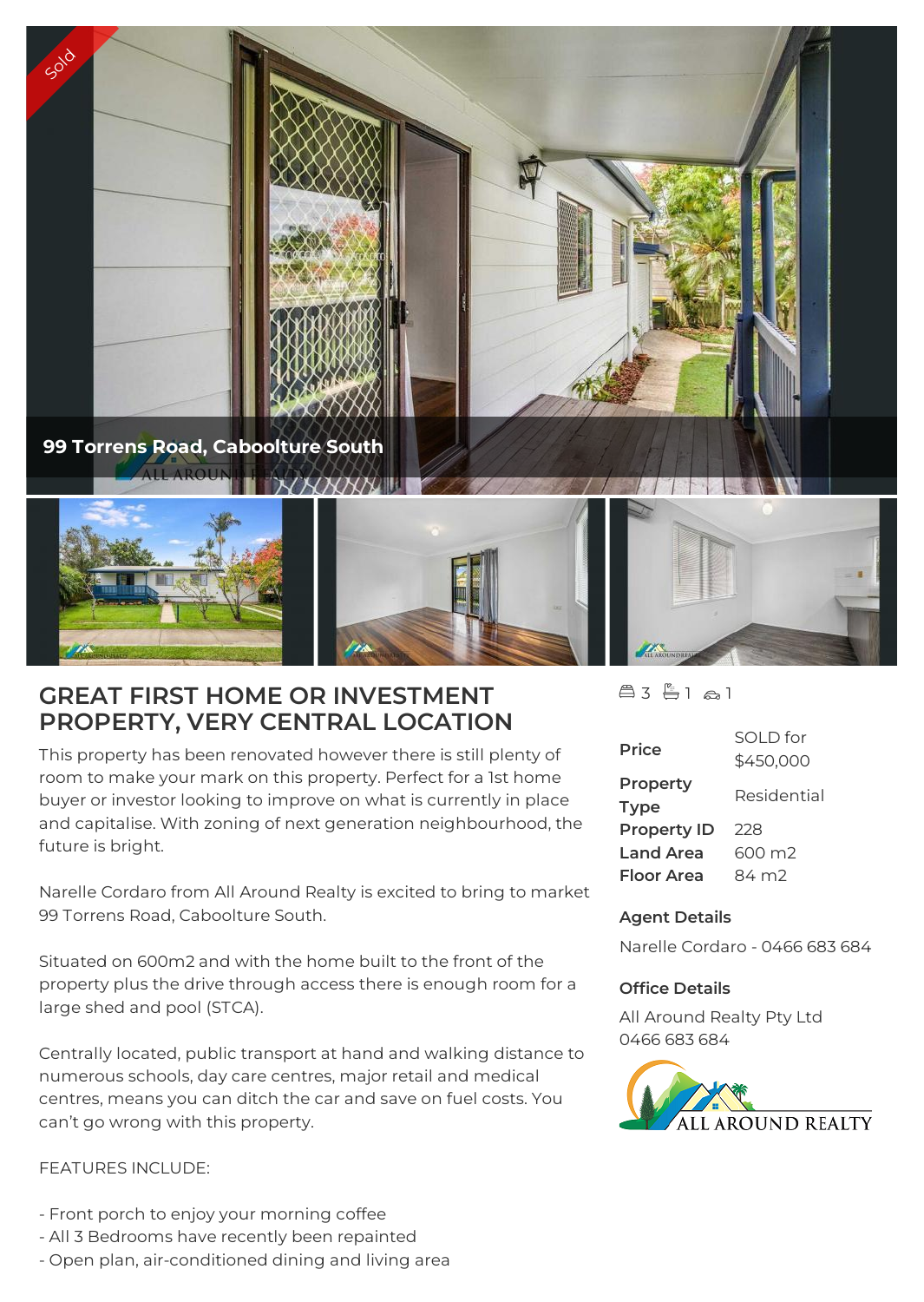Sold

99 Torrens Road, Caboolture South

# GREAT FIRST HOME OR INVESTMENT PROPERTY, VERY CENTRAL LOCATION

This property has been renovated however there is still plenty of room to make your mark on this property. Perfect for a 1st home buyer or investor looking to improve on what is currently in place and capitalise. With zoning of next generation neighbourhood, the future is bright.

Narelle Cordaro from All Around Realty is excited to bring to market 99 Torrens Road, Caboolture South.

Situated on 600m2 and with the home built to the front of the property plus the drive through access there is enough room for a large shed and pool (STCA).

Centrally located, public transport at hand and walking distance to numerous schools, day care centres, major retail and medical centres, means you can ditch the car and save on fuel costs. You can't go wrong with this property.

FEATURES INCLUDE:

- Front porch to enjoy your morning coffee
- All 3 Bedrooms have recently been repainted
- Open plan, air-conditioned dining and living area

3 | 1 | 1

| | |
|---|---|
| **Price** | SOLD for $450,000 |
| **Property Type** | Residential |
| **Property ID** | 228 |
| **Land Area** | 600 m2 |
| **Floor Area** | 84 m2 |

**Agent Details**

Narelle Cordaro - 0466 683 684

**Office Details**

All Around Realty Pty Ltd
0466 683 684

ALL AROUND REALTY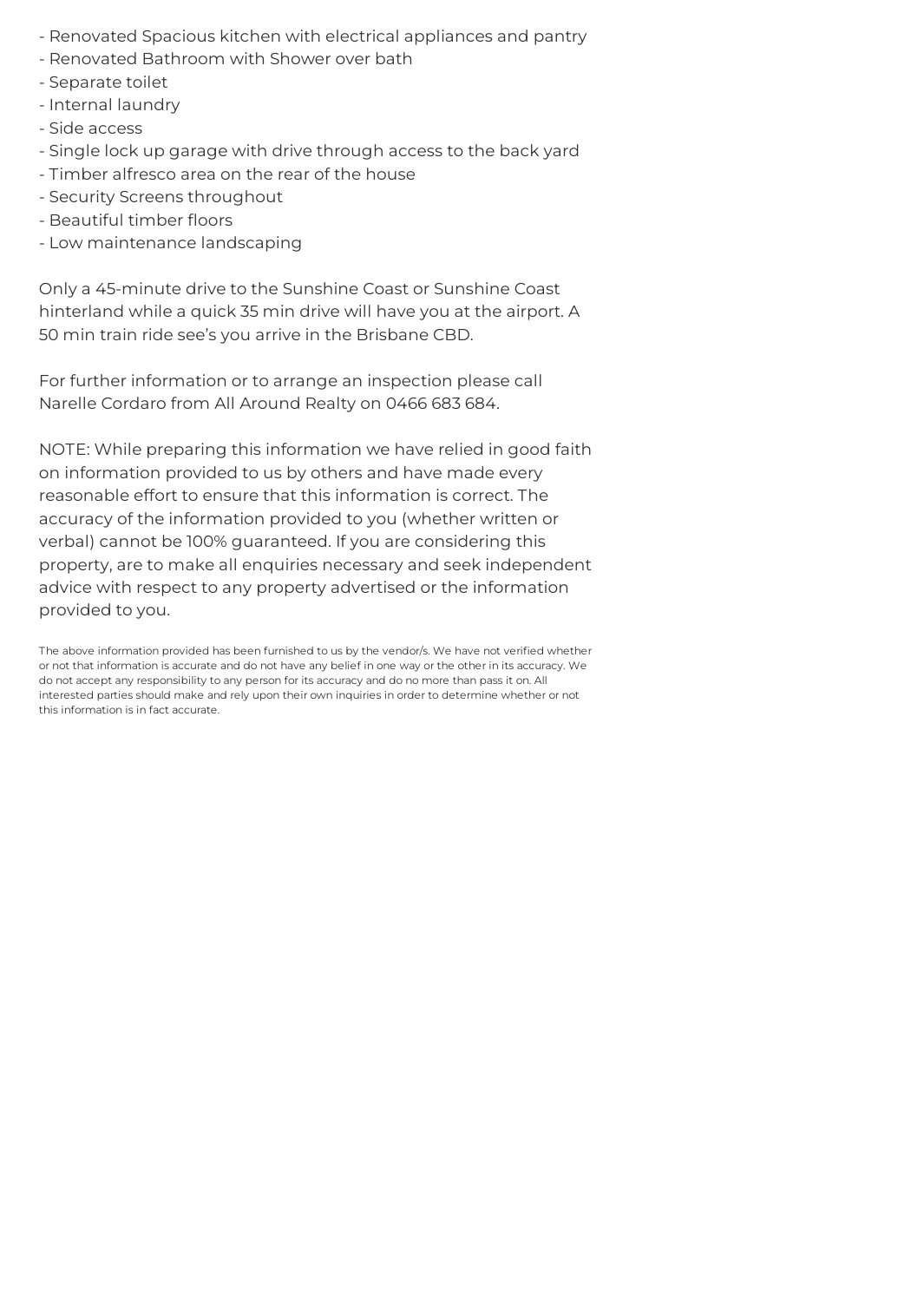- Renovated Spacious kitchen with electrical appliances and pantry
- Renovated Bathroom with Shower over bath
- Separate toilet
- Internal laundry
- Side access
- Single lock up garage with drive through access to the back yard
- Timber alfresco area on the rear of the house
- Security Screens throughout
- Beautiful timber floors
- Low maintenance landscaping

Only a 45-minute drive to the Sunshine Coast or Sunshine Coast hinterland while a quick 35 min drive will have you at the airport. A 50 min train ride see's you arrive in the Brisbane CBD.

For further information or to arrange an inspection please call Narelle Cordaro from All Around Realty on 0466 683 684.

NOTE: While preparing this information we have relied in good faith on information provided to us by others and have made every reasonable effort to ensure that this information is correct. The accuracy of the information provided to you (whether written or verbal) cannot be 100% guaranteed. If you are considering this property, are to make all enquiries necessary and seek independent advice with respect to any property advertised or the information provided to you.

The above information provided has been furnished to us by the vendor/s. We have not verified whether or not that information is accurate and do not have any belief in one way or the other in its accuracy. We do not accept any responsibility to any person for its accuracy and do no more than pass it on. All interested parties should make and rely upon their own inquiries in order to determine whether or not this information is in fact accurate.